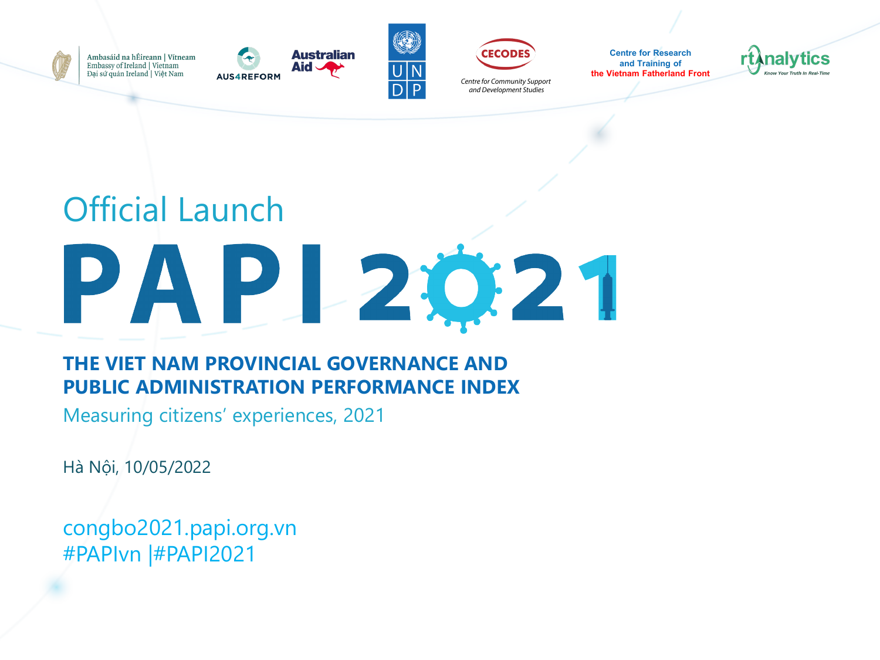Ambasáid na hÉireann | Vítneam
Embassy of Ireland | Vietnam
Đại sứ quán Ireland | Việt Nam

AUS4REFORM

Australian Aid

UNDP

CECODES

Centre for Community Support and Development Studies

Centre for Research and Training of the Vietnam Fatherland Front

rtanalytics

Know Your Truth In Real-Time

Official Launch

# PAPI 2021

## THE VIET NAM PROVINCIAL GOVERNANCE AND PUBLIC ADMINISTRATION PERFORMANCE INDEX

Measuring citizens' experiences, 2021

Hà Nội, 10/05/2022

congbo2021.papi.org.vn
#PAPIvn |#PAPI2021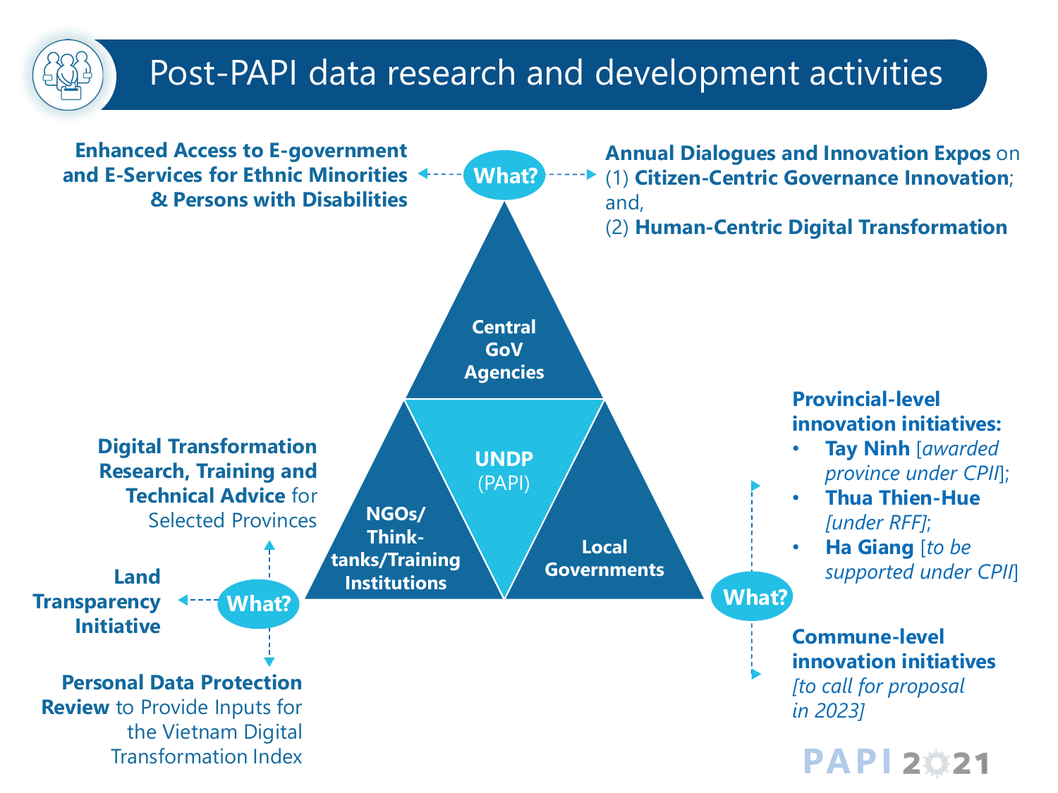# Post-PAPI data research and development activities

**Enhanced Access to E-government and E-Services for Ethnic Minorities & Persons with Disabilities**

What?

**Annual Dialogues and Innovation Expos** on (1) **Citizen-Centric Governance Innovation**; and, (2) **Human-Centric Digital Transformation**

**Central GoV Agencies**

**UNDP** (PAPI)

**NGOs/ Think-tanks/Training Institutions**

**Local Governments**

**Digital Transformation Research, Training and Technical Advice** for Selected Provinces

**Land Transparency Initiative**

What?

**Personal Data Protection Review** to Provide Inputs for the Vietnam Digital Transformation Index

**Provincial-level innovation initiatives:**

- **Tay Ninh** [*awarded province under CPII*];
- **Thua Thien-Hue** *[under RFF]*;
- **Ha Giang** [*to be supported under CPII*]

What?

**Commune-level innovation initiatives** *[to call for proposal in 2023]*

PAPI 2021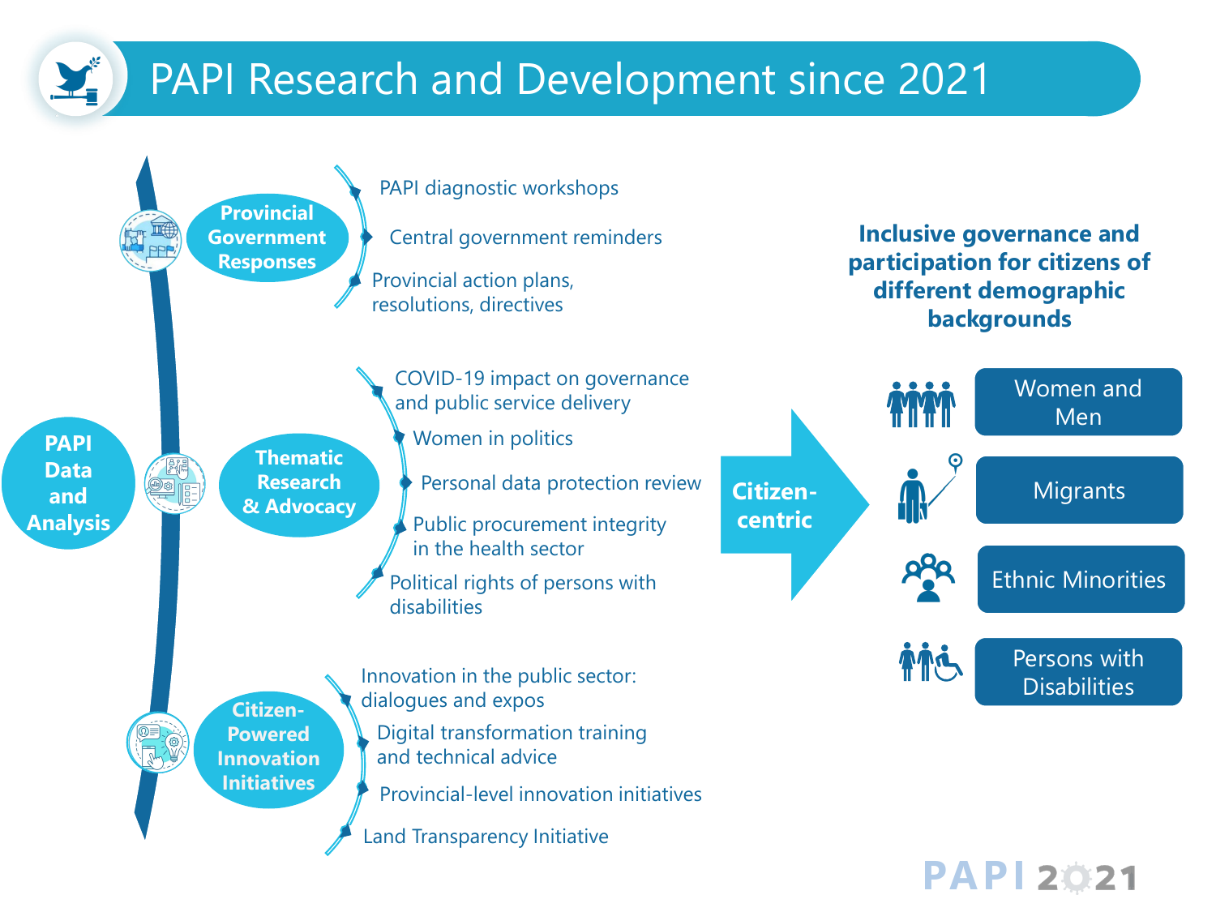# PAPI Research and Development since 2021

**PAPI Data and Analysis**

**Provincial Government Responses**

- PAPI diagnostic workshops
- Central government reminders
- Provincial action plans, resolutions, directives

**Thematic Research & Advocacy**

- COVID-19 impact on governance and public service delivery
- Women in politics
- Personal data protection review
- Public procurement integrity in the health sector
- Political rights of persons with disabilities

**Citizen-Powered Innovation Initiatives**

- Innovation in the public sector: dialogues and expos
- Digital transformation training and technical advice
- Provincial-level innovation initiatives
- Land Transparency Initiative

**Citizen-centric**

**Inclusive governance and participation for citizens of different demographic backgrounds**

- Women and Men
- Migrants
- Ethnic Minorities
- Persons with Disabilities

PAPI 2021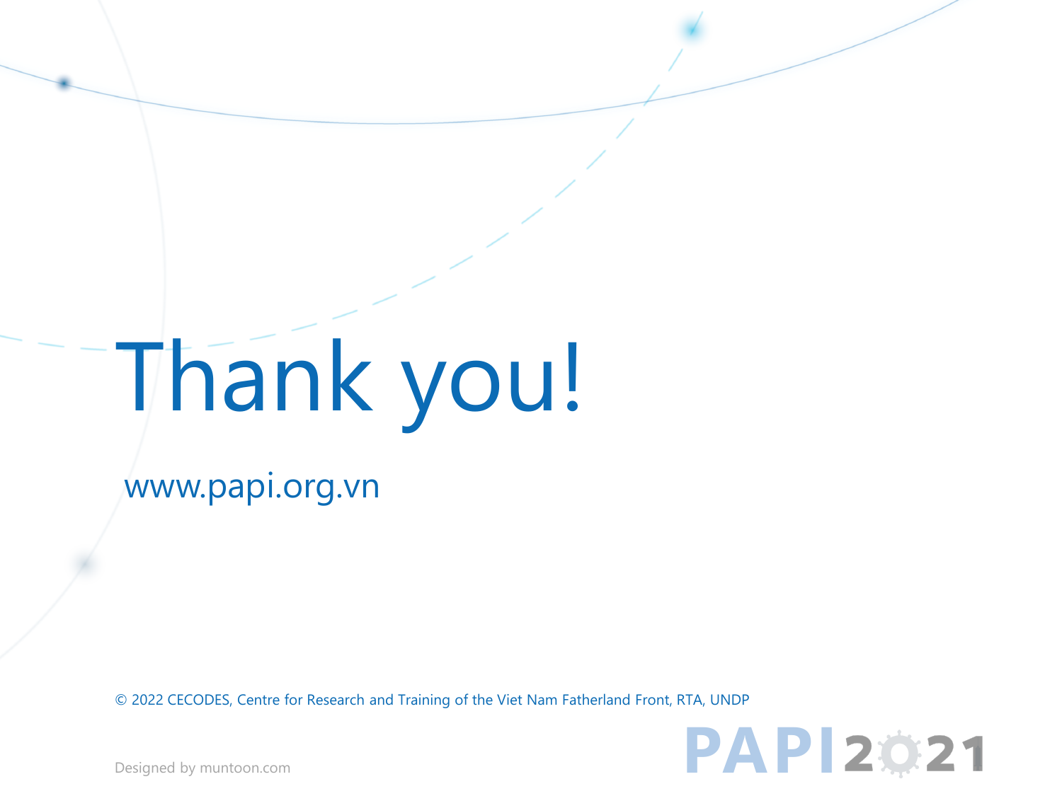# Thank you!

www.papi.org.vn

© 2022 CECODES, Centre for Research and Training of the Viet Nam Fatherland Front, RTA, UNDP

Designed by muntoon.com

PAPI 2021